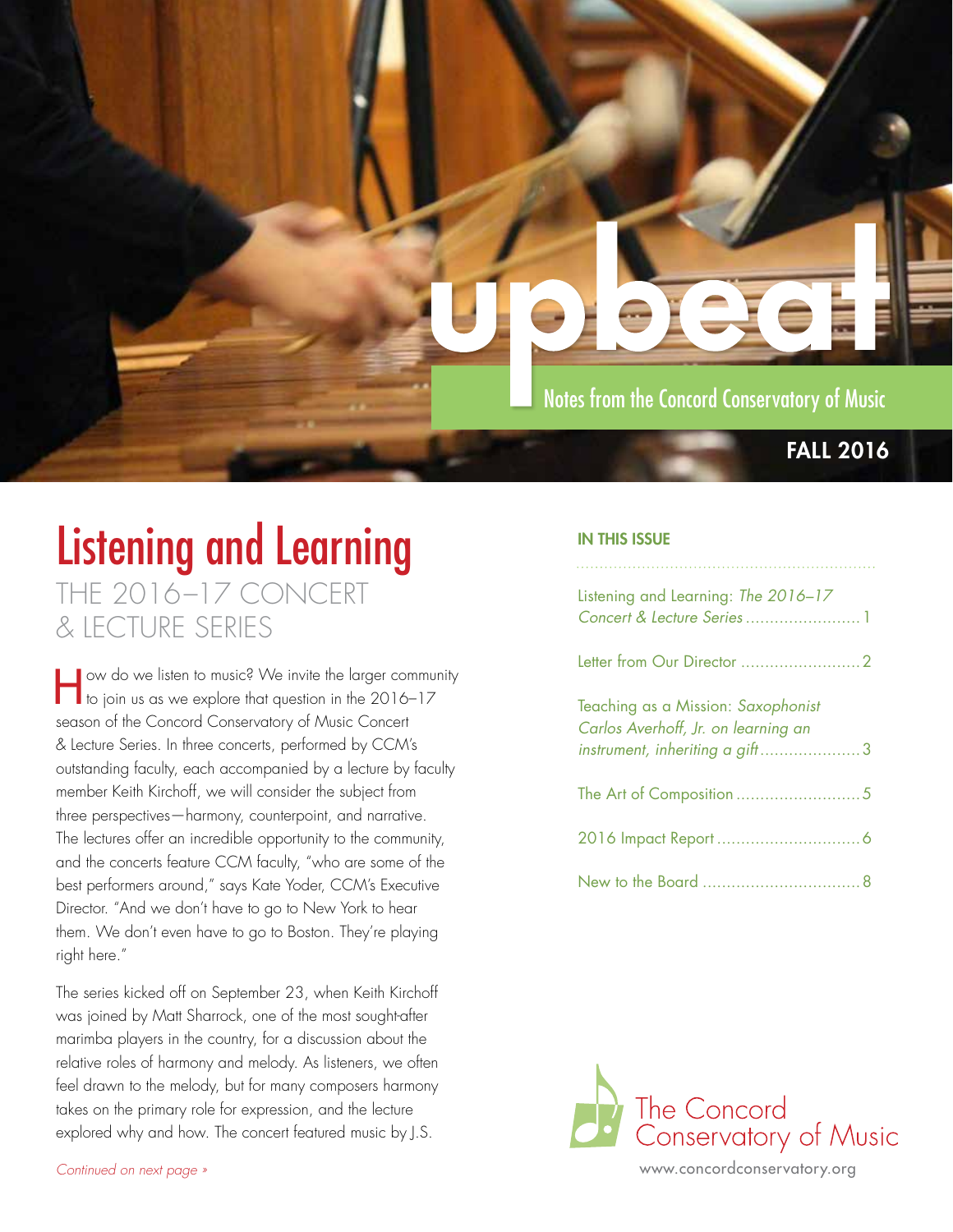# upbeat

Notes from the Concord Conservatory of Music

**FALL 2016**

## Listening and Learning

### THE 2016–17 CONCERT & LECTURE SERIES

How do we listen to music? We invite the larger community to join us as we explore that question in the 2016–17 season of the Concord Conservatory of Music Concert & Lecture Series. In three concerts, performed by CCM's outstanding faculty, each accompanied by a lecture by faculty member Keith Kirchoff, we will consider the subject from three perspectives—harmony, counterpoint, and narrative. The lectures offer an incredible opportunity to the community, and the concerts feature CCM faculty, "who are some of the best performers around," says Kate Yoder, CCM's Executive Director. "And we don't have to go to New York to hear them. We don't even have to go to Boston. They're playing right here."

The series kicked off on September 23, when Keith Kirchoff was joined by Matt Sharrock, one of the most sought-after marimba players in the country, for a discussion about the relative roles of harmony and melody. As listeners, we often feel drawn to the melody, but for many composers harmony takes on the primary role for expression, and the lecture explored why and how. The concert featured music by J.S.

*Continued on next page »*

**IN THIS ISSUE**

- Listening and Learning: *The 2016–17 Concert & Lecture Series* ........ 1
- Letter from Our Director ........ 2
- Teaching as a Mission: *Saxophonist Carlos Averhoff, Jr. on learning an instrument, inheriting a gift* ........ 3
- The Art of Composition ........ 5
- 2016 Impact Report ........ 6
- New to the Board ........ 8

The Concord Conservatory of Music

www.concordconservatory.org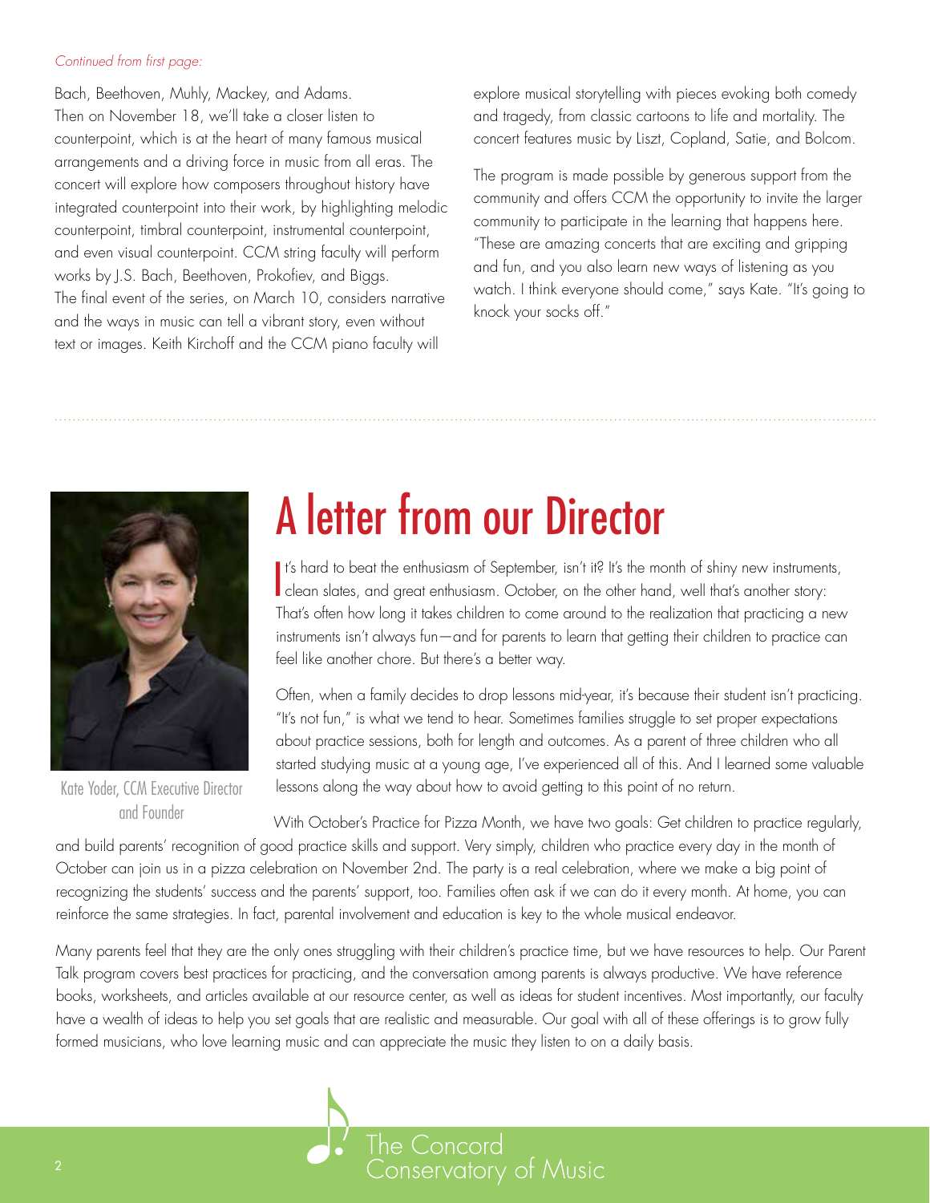*Continued from first page:*

Bach, Beethoven, Muhly, Mackey, and Adams.

Then on November 18, we'll take a closer listen to counterpoint, which is at the heart of many famous musical arrangements and a driving force in music from all eras. The concert will explore how composers throughout history have integrated counterpoint into their work, by highlighting melodic counterpoint, timbral counterpoint, instrumental counterpoint, and even visual counterpoint. CCM string faculty will perform works by J.S. Bach, Beethoven, Prokofiev, and Biggs.

The final event of the series, on March 10, considers narrative and the ways in music can tell a vibrant story, even without text or images. Keith Kirchoff and the CCM piano faculty will explore musical storytelling with pieces evoking both comedy and tragedy, from classic cartoons to life and mortality. The concert features music by Liszt, Copland, Satie, and Bolcom.

The program is made possible by generous support from the community and offers CCM the opportunity to invite the larger community to participate in the learning that happens here. "These are amazing concerts that are exciting and gripping and fun, and you also learn new ways of listening as you watch. I think everyone should come," says Kate. "It's going to knock your socks off."

# A letter from our Director

Kate Yoder, CCM Executive Director and Founder

It's hard to beat the enthusiasm of September, isn't it? It's the month of shiny new instruments, clean slates, and great enthusiasm. October, on the other hand, well that's another story: That's often how long it takes children to come around to the realization that practicing a new instruments isn't always fun—and for parents to learn that getting their children to practice can feel like another chore. But there's a better way.

Often, when a family decides to drop lessons mid-year, it's because their student isn't practicing. "It's not fun," is what we tend to hear. Sometimes families struggle to set proper expectations about practice sessions, both for length and outcomes. As a parent of three children who all started studying music at a young age, I've experienced all of this. And I learned some valuable lessons along the way about how to avoid getting to this point of no return.

With October's Practice for Pizza Month, we have two goals: Get children to practice regularly, and build parents' recognition of good practice skills and support. Very simply, children who practice every day in the month of October can join us in a pizza celebration on November 2nd. The party is a real celebration, where we make a big point of recognizing the students' success and the parents' support, too. Families often ask if we can do it every month. At home, you can reinforce the same strategies. In fact, parental involvement and education is key to the whole musical endeavor.

Many parents feel that they are the only ones struggling with their children's practice time, but we have resources to help. Our Parent Talk program covers best practices for practicing, and the conversation among parents is always productive. We have reference books, worksheets, and articles available at our resource center, as well as ideas for student incentives. Most importantly, our faculty have a wealth of ideas to help you set goals that are realistic and measurable. Our goal with all of these offerings is to grow fully formed musicians, who love learning music and can appreciate the music they listen to on a daily basis.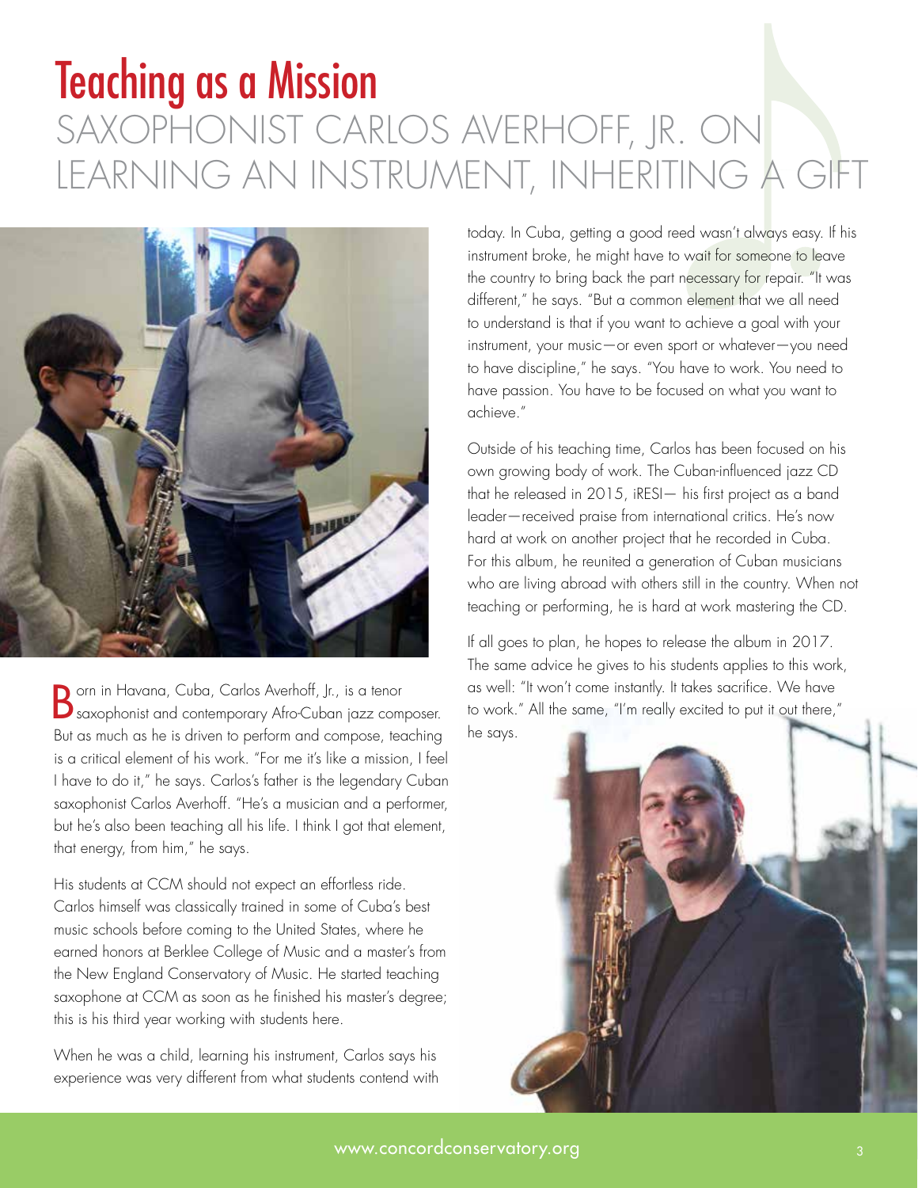# Teaching as a Mission

## SAXOPHONIST CARLOS AVERHOFF, JR. ON LEARNING AN INSTRUMENT, INHERITING A GIFT

Born in Havana, Cuba, Carlos Averhoff, Jr., is a tenor saxophonist and contemporary Afro-Cuban jazz composer. But as much as he is driven to perform and compose, teaching is a critical element of his work. "For me it's like a mission, I feel I have to do it," he says. Carlos's father is the legendary Cuban saxophonist Carlos Averhoff. "He's a musician and a performer, but he's also been teaching all his life. I think I got that element, that energy, from him," he says.

His students at CCM should not expect an effortless ride. Carlos himself was classically trained in some of Cuba's best music schools before coming to the United States, where he earned honors at Berklee College of Music and a master's from the New England Conservatory of Music. He started teaching saxophone at CCM as soon as he finished his master's degree; this is his third year working with students here.

When he was a child, learning his instrument, Carlos says his experience was very different from what students contend with today. In Cuba, getting a good reed wasn't always easy. If his instrument broke, he might have to wait for someone to leave the country to bring back the part necessary for repair. "It was different," he says. "But a common element that we all need to understand is that if you want to achieve a goal with your instrument, your music—or even sport or whatever—you need to have discipline," he says. "You have to work. You need to have passion. You have to be focused on what you want to achieve."

Outside of his teaching time, Carlos has been focused on his own growing body of work. The Cuban-influenced jazz CD that he released in 2015, iRESI— his first project as a band leader—received praise from international critics. He's now hard at work on another project that he recorded in Cuba. For this album, he reunited a generation of Cuban musicians who are living abroad with others still in the country. When not teaching or performing, he is hard at work mastering the CD.

If all goes to plan, he hopes to release the album in 2017. The same advice he gives to his students applies to this work, as well: "It won't come instantly. It takes sacrifice. We have to work." All the same, "I'm really excited to put it out there," he says.

www.concordconservatory.org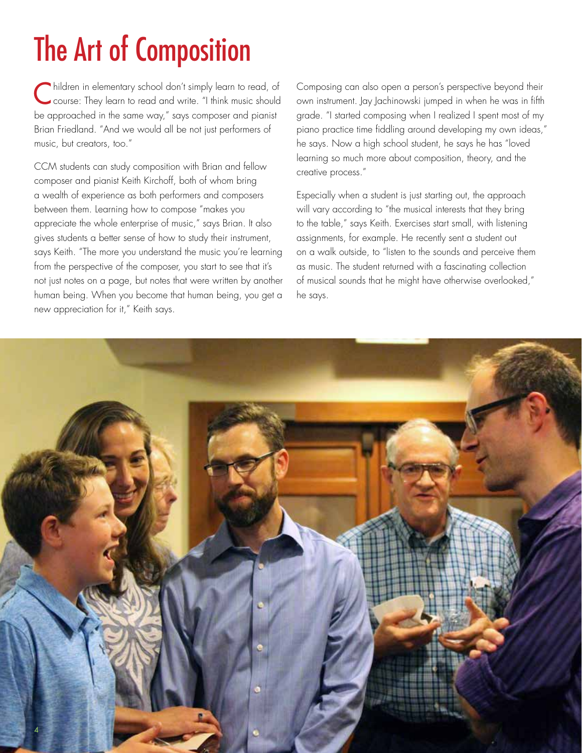# The Art of Composition

Children in elementary school don't simply learn to read, of course: They learn to read and write. "I think music should be approached in the same way," says composer and pianist Brian Friedland. "And we would all be not just performers of music, but creators, too."

CCM students can study composition with Brian and fellow composer and pianist Keith Kirchoff, both of whom bring a wealth of experience as both performers and composers between them. Learning how to compose "makes you appreciate the whole enterprise of music," says Brian. It also gives students a better sense of how to study their instrument, says Keith. "The more you understand the music you're learning from the perspective of the composer, you start to see that it's not just notes on a page, but notes that were written by another human being. When you become that human being, you get a new appreciation for it," Keith says.

Composing can also open a person's perspective beyond their own instrument. Jay Jachinowski jumped in when he was in fifth grade. "I started composing when I realized I spent most of my piano practice time fiddling around developing my own ideas," he says. Now a high school student, he says he has "loved learning so much more about composition, theory, and the creative process."

Especially when a student is just starting out, the approach will vary according to "the musical interests that they bring to the table," says Keith. Exercises start small, with listening assignments, for example. He recently sent a student out on a walk outside, to "listen to the sounds and perceive them as music. The student returned with a fascinating collection of musical sounds that he might have otherwise overlooked," he says.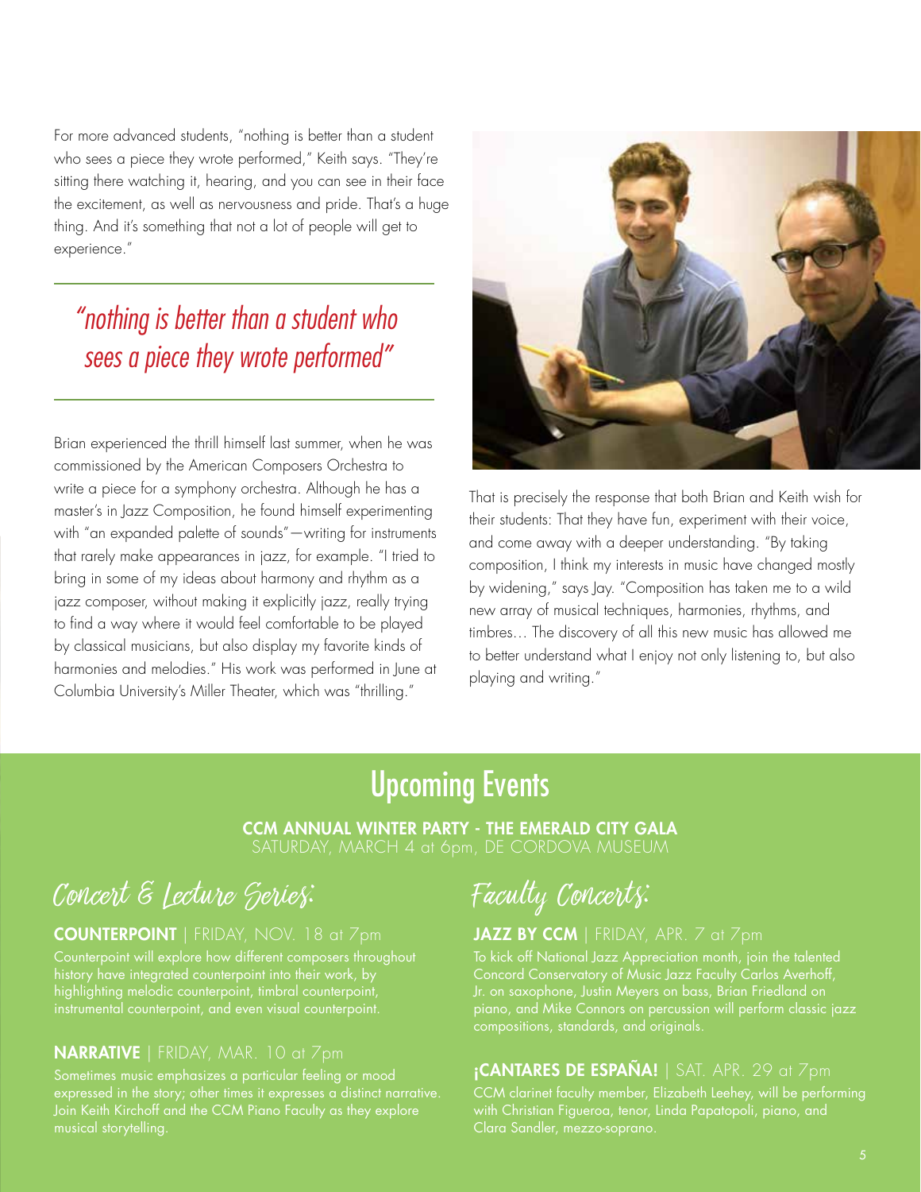For more advanced students, "nothing is better than a student who sees a piece they wrote performed," Keith says. "They're sitting there watching it, hearing, and you can see in their face the excitement, as well as nervousness and pride. That's a huge thing. And it's something that not a lot of people will get to experience."

> *"nothing is better than a student who sees a piece they wrote performed"*

Brian experienced the thrill himself last summer, when he was commissioned by the American Composers Orchestra to write a piece for a symphony orchestra. Although he has a master's in Jazz Composition, he found himself experimenting with "an expanded palette of sounds"—writing for instruments that rarely make appearances in jazz, for example. "I tried to bring in some of my ideas about harmony and rhythm as a jazz composer, without making it explicitly jazz, really trying to find a way where it would feel comfortable to be played by classical musicians, but also display my favorite kinds of harmonies and melodies." His work was performed in June at Columbia University's Miller Theater, which was "thrilling."

That is precisely the response that both Brian and Keith wish for their students: That they have fun, experiment with their voice, and come away with a deeper understanding. "By taking composition, I think my interests in music have changed mostly by widening," says Jay. "Composition has taken me to a wild new array of musical techniques, harmonies, rhythms, and timbres… The discovery of all this new music has allowed me to better understand what I enjoy not only listening to, but also playing and writing."

## Upcoming Events

**CCM ANNUAL WINTER PARTY - THE EMERALD CITY GALA**
SATURDAY, MARCH 4 at 6pm, DE CORDOVA MUSEUM

### Concert & Lecture Series:

**COUNTERPOINT** | FRIDAY, NOV. 18 at 7pm

Counterpoint will explore how different composers throughout history have integrated counterpoint into their work, by highlighting melodic counterpoint, timbral counterpoint, instrumental counterpoint, and even visual counterpoint.

**NARRATIVE** | FRIDAY, MAR. 10 at 7pm

Sometimes music emphasizes a particular feeling or mood expressed in the story; other times it expresses a distinct narrative. Join Keith Kirchoff and the CCM Piano Faculty as they explore musical storytelling.

### Faculty Concerts:

**JAZZ BY CCM** | FRIDAY, APR. 7 at 7pm

To kick off National Jazz Appreciation month, join the talented Concord Conservatory of Music Jazz Faculty Carlos Averhoff, Jr. on saxophone, Justin Meyers on bass, Brian Friedland on piano, and Mike Connors on percussion will perform classic jazz compositions, standards, and originals.

**¡CANTARES DE ESPAÑA!** | SAT. APR. 29 at 7pm

CCM clarinet faculty member, Elizabeth Leehey, will be performing with Christian Figueroa, tenor, Linda Papatopoli, piano, and Clara Sandler, mezzo-soprano.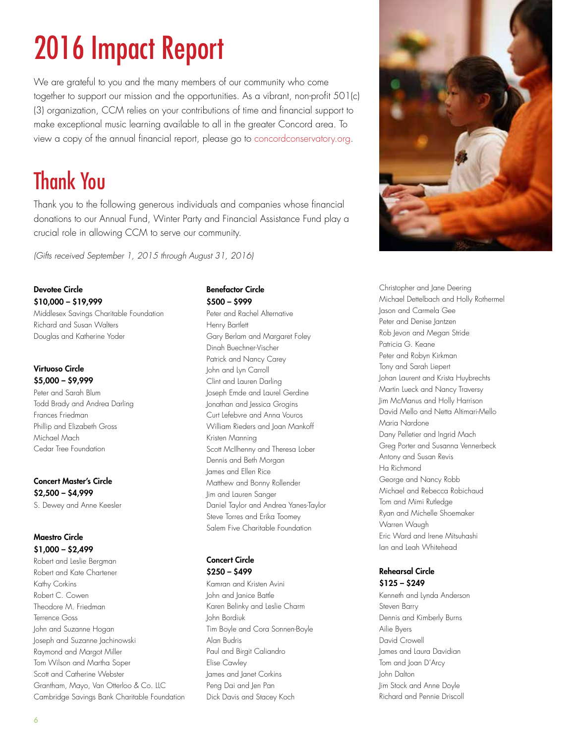# 2016 Impact Report

We are grateful to you and the many members of our community who come together to support our mission and the opportunities. As a vibrant, non-profit 501(c)(3) organization, CCM relies on your contributions of time and financial support to make exceptional music learning available to all in the greater Concord area. To view a copy of the annual financial report, please go to concordconservatory.org.

# Thank You

Thank you to the following generous individuals and companies whose financial donations to our Annual Fund, Winter Party and Financial Assistance Fund play a crucial role in allowing CCM to serve our community.

*(Gifts received September 1, 2015 through August 31, 2016)*

**Devotee Circle**
**$10,000 – $19,999**

Middlesex Savings Charitable Foundation
Richard and Susan Walters
Douglas and Katherine Yoder

**Virtuoso Circle**
**$5,000 – $9,999**

Peter and Sarah Blum
Todd Brady and Andrea Darling
Frances Friedman
Phillip and Elizabeth Gross
Michael Mach
Cedar Tree Foundation

**Concert Master's Circle**
**$2,500 – $4,999**

S. Dewey and Anne Keesler

**Maestro Circle**
**$1,000 – $2,499**

Robert and Leslie Bergman
Robert and Kate Chartener
Kathy Corkins
Robert C. Cowen
Theodore M. Friedman
Terrence Goss
John and Suzanne Hogan
Joseph and Suzanne Jachinowski
Raymond and Margot Miller
Tom Wilson and Martha Soper
Scott and Catherine Webster
Grantham, Mayo, Van Otterloo & Co. LLC
Cambridge Savings Bank Charitable Foundation

**Benefactor Circle**
**$500 – $999**

Peter and Rachel Alternative
Henry Bartlett
Gary Berlam and Margaret Foley
Dinah Buechner-Vischer
Patrick and Nancy Carey
John and Lyn Carroll
Clint and Lauren Darling
Joseph Emde and Laurel Gerdine
Jonathan and Jessica Grogins
Curt Lefebvre and Anna Vouros
William Rieders and Joan Mankoff
Kristen Manning
Scott McIlhenny and Theresa Lober
Dennis and Beth Morgan
James and Ellen Rice
Matthew and Bonny Rollender
Jim and Lauren Sanger
Daniel Taylor and Andrea Yanes-Taylor
Steve Torres and Erika Toomey
Salem Five Charitable Foundation

**Concert Circle**
**$250 – $499**

Kamran and Kristen Avini
John and Janice Battle
Karen Belinky and Leslie Charm
John Bordiuk
Tim Boyle and Cora Sonnen-Boyle
Alan Budris
Paul and Birgit Caliandro
Elise Cawley
James and Janet Corkins
Peng Dai and Jen Pan
Dick Davis and Stacey Koch
Christopher and Jane Deering
Michael Dettelbach and Holly Rothermel
Jason and Carmela Gee
Peter and Denise Jantzen
Rob Jevon and Megan Stride
Patricia G. Keane
Peter and Robyn Kirkman
Tony and Sarah Liepert
Johan Laurent and Krista Huybrechts
Martin Lueck and Nancy Traversy
Jim McManus and Holly Harrison
David Mello and Netta Altimari-Mello
Maria Nardone
Dany Pelletier and Ingrid Mach
Greg Porter and Susanna Vennerbeck
Antony and Susan Revis
Ha Richmond
George and Nancy Robb
Michael and Rebecca Robichaud
Tom and Mimi Rutledge
Ryan and Michelle Shoemaker
Warren Waugh
Eric Ward and Irene Mitsuhashi
Ian and Leah Whitehead

**Rehearsal Circle**
**$125 – $249**

Kenneth and Lynda Anderson
Steven Barry
Dennis and Kimberly Burns
Ailie Byers
David Crowell
James and Laura Davidian
Tom and Joan D'Arcy
John Dalton
Jim Stock and Anne Doyle
Richard and Pennie Driscoll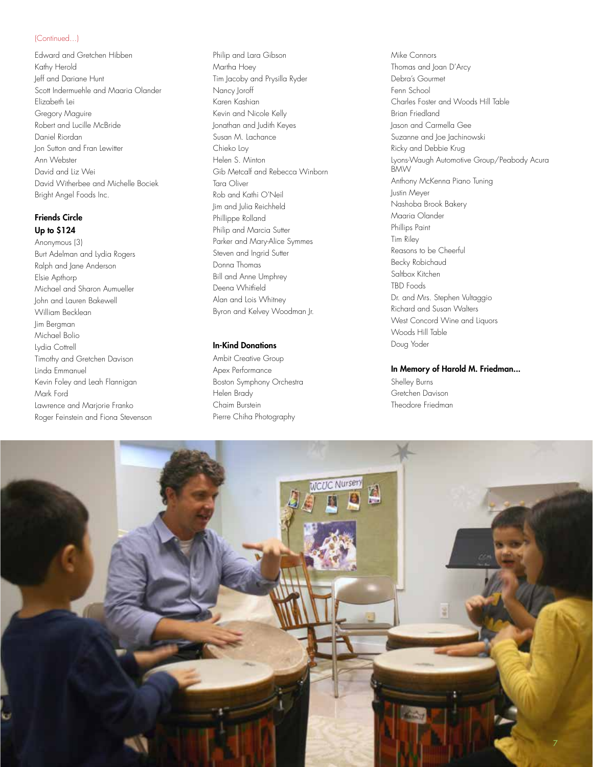(Continued...)

Edward and Gretchen Hibben
Kathy Herold
Jeff and Dariane Hunt
Scott Indermuehle and Maaria Olander
Elizabeth Lei
Gregory Maguire
Robert and Lucille McBride
Daniel Riordan
Jon Sutton and Fran Lewitter
Ann Webster
David and Liz Wei
David Witherbee and Michelle Bociek
Bright Angel Foods Inc.

### Friends Circle
### Up to $124

Anonymous (3)
Burt Adelman and Lydia Rogers
Ralph and Jane Anderson
Elsie Apthorp
Michael and Sharon Aumueller
John and Lauren Bakewell
William Becklean
Jim Bergman
Michael Bolio
Lydia Cottrell
Timothy and Gretchen Davison
Linda Emmanuel
Kevin Foley and Leah Flannigan
Mark Ford
Lawrence and Marjorie Franko
Roger Feinstein and Fiona Stevenson
Philip and Lara Gibson
Martha Hoey
Tim Jacoby and Prysilla Ryder
Nancy Joroff
Karen Kashian
Kevin and Nicole Kelly
Jonathan and Judith Keyes
Susan M. Lachance
Chieko Loy
Helen S. Minton
Gib Metcalf and Rebecca Winborn
Tara Oliver
Rob and Kathi O'Neil
Jim and Julia Reichheld
Phillippe Rolland
Philip and Marcia Sutter
Parker and Mary-Alice Symmes
Steven and Ingrid Sutter
Donna Thomas
Bill and Anne Umphrey
Deena Whitfield
Alan and Lois Whitney
Byron and Kelvey Woodman Jr.

### In-Kind Donations

Ambit Creative Group
Apex Performance
Boston Symphony Orchestra
Helen Brady
Chaim Burstein
Pierre Chiha Photography
Mike Connors
Thomas and Joan D'Arcy
Debra's Gourmet
Fenn School
Charles Foster and Woods Hill Table
Brian Friedland
Jason and Carmella Gee
Suzanne and Joe Jachinowski
Ricky and Debbie Krug
Lyons-Waugh Automotive Group/Peabody Acura BMW
Anthony McKenna Piano Tuning
Justin Meyer
Nashoba Brook Bakery
Maaria Olander
Phillips Paint
Tim Riley
Reasons to be Cheerful
Becky Robichaud
Saltbox Kitchen
TBD Foods
Dr. and Mrs. Stephen Vultaggio
Richard and Susan Walters
West Concord Wine and Liquors
Woods Hill Table
Doug Yoder

### In Memory of Harold M. Friedman...

Shelley Burns
Gretchen Davison
Theodore Friedman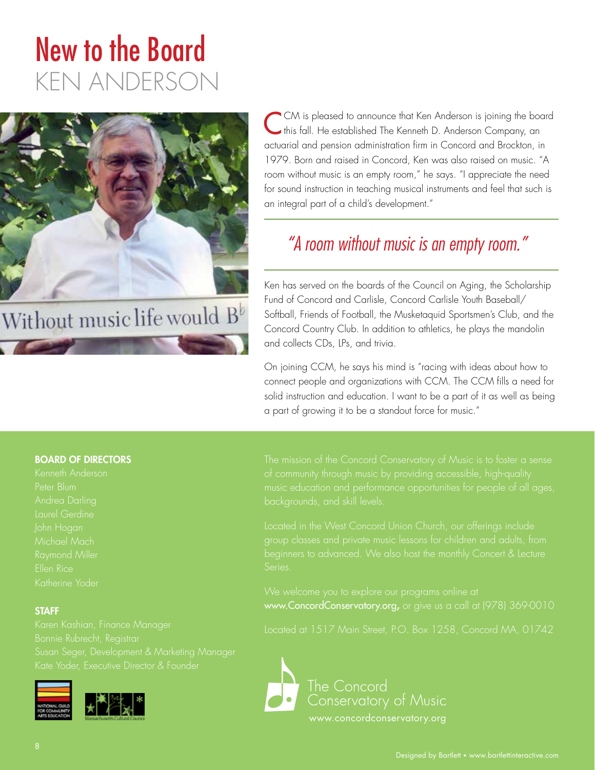# New to the Board
## KEN ANDERSON

CCM is pleased to announce that Ken Anderson is joining the board this fall. He established The Kenneth D. Anderson Company, an actuarial and pension administration firm in Concord and Brockton, in 1979. Born and raised in Concord, Ken was also raised on music. "A room without music is an empty room," he says. "I appreciate the need for sound instruction in teaching musical instruments and feel that such is an integral part of a child's development."

*"A room without music is an empty room."*

Ken has served on the boards of the Council on Aging, the Scholarship Fund of Concord and Carlisle, Concord Carlisle Youth Baseball/ Softball, Friends of Football, the Musketaquid Sportsmen's Club, and the Concord Country Club. In addition to athletics, he plays the mandolin and collects CDs, LPs, and trivia.

On joining CCM, he says his mind is "racing with ideas about how to connect people and organizations with CCM. The CCM fills a need for solid instruction and education. I want to be a part of it as well as being a part of growing it to be a standout force for music."

**BOARD OF DIRECTORS**

Kenneth Anderson
Peter Blum
Andrea Darling
Laurel Gerdine
John Hogan
Michael Mach
Raymond Miller
Ellen Rice
Katherine Yoder

**STAFF**

Karen Kashian, Finance Manager
Bonnie Rubrecht, Registrar
Susan Seger, Development & Marketing Manager
Kate Yoder, Executive Director & Founder

The mission of the Concord Conservatory of Music is to foster a sense of community through music by providing accessible, high-quality music education and performance opportunities for people of all ages, backgrounds, and skill levels.

Located in the West Concord Union Church, our offerings include group classes and private music lessons for children and adults, from beginners to advanced. We also host the monthly Concert & Lecture Series.

We welcome you to explore our programs online at **www.ConcordConservatory.org,** or give us a call at (978) 369-0010

Located at 1517 Main Street, P.O. Box 1258, Concord MA, 01742

The Concord Conservatory of Music
www.concordconservatory.org

Designed by Bartlett • www.bartlettinteractive.com